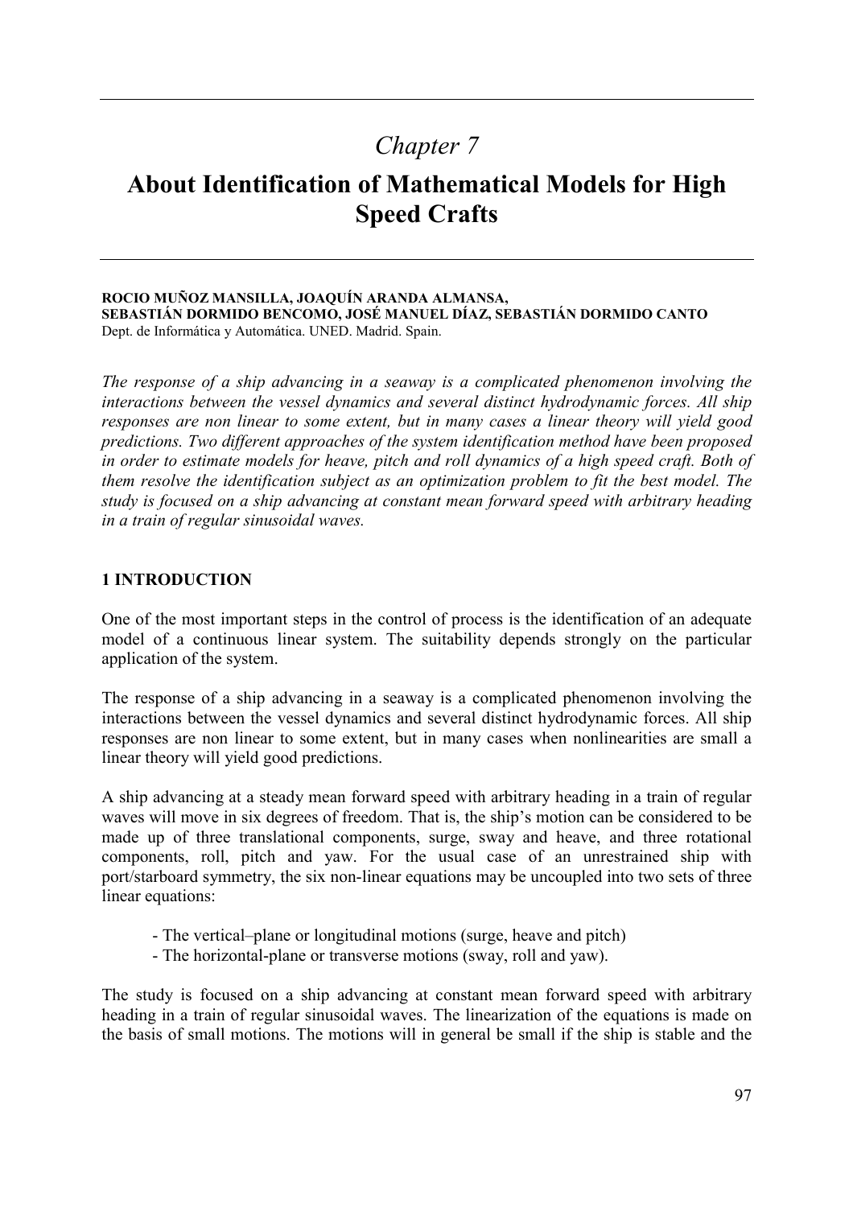# Chapter 7

# About Identification of Mathematical Models for High Speed Crafts

**ROCIO MUÑOZ MANSILLA, JOAQUÍN ARANDA ALMANSA, SEBASTIÁN DORMIDO BENCOMO, JOSÉ MANUEL DÍAZ, SEBASTIÁN DORMIDO CANTO**
Dept. de Informática y Automática. UNED. Madrid. Spain.

*The response of a ship advancing in a seaway is a complicated phenomenon involving the interactions between the vessel dynamics and several distinct hydrodynamic forces. All ship responses are non linear to some extent, but in many cases a linear theory will yield good predictions. Two different approaches of the system identification method have been proposed in order to estimate models for heave, pitch and roll dynamics of a high speed craft. Both of them resolve the identification subject as an optimization problem to fit the best model. The study is focused on a ship advancing at constant mean forward speed with arbitrary heading in a train of regular sinusoidal waves.*

## 1 INTRODUCTION

One of the most important steps in the control of process is the identification of an adequate model of a continuous linear system. The suitability depends strongly on the particular application of the system.

The response of a ship advancing in a seaway is a complicated phenomenon involving the interactions between the vessel dynamics and several distinct hydrodynamic forces. All ship responses are non linear to some extent, but in many cases when nonlinearities are small a linear theory will yield good predictions.

A ship advancing at a steady mean forward speed with arbitrary heading in a train of regular waves will move in six degrees of freedom. That is, the ship's motion can be considered to be made up of three translational components, surge, sway and heave, and three rotational components, roll, pitch and yaw. For the usual case of an unrestrained ship with port/starboard symmetry, the six non-linear equations may be uncoupled into two sets of three linear equations:

- The vertical–plane or longitudinal motions (surge, heave and pitch)
- The horizontal-plane or transverse motions (sway, roll and yaw).

The study is focused on a ship advancing at constant mean forward speed with arbitrary heading in a train of regular sinusoidal waves. The linearization of the equations is made on the basis of small motions. The motions will in general be small if the ship is stable and the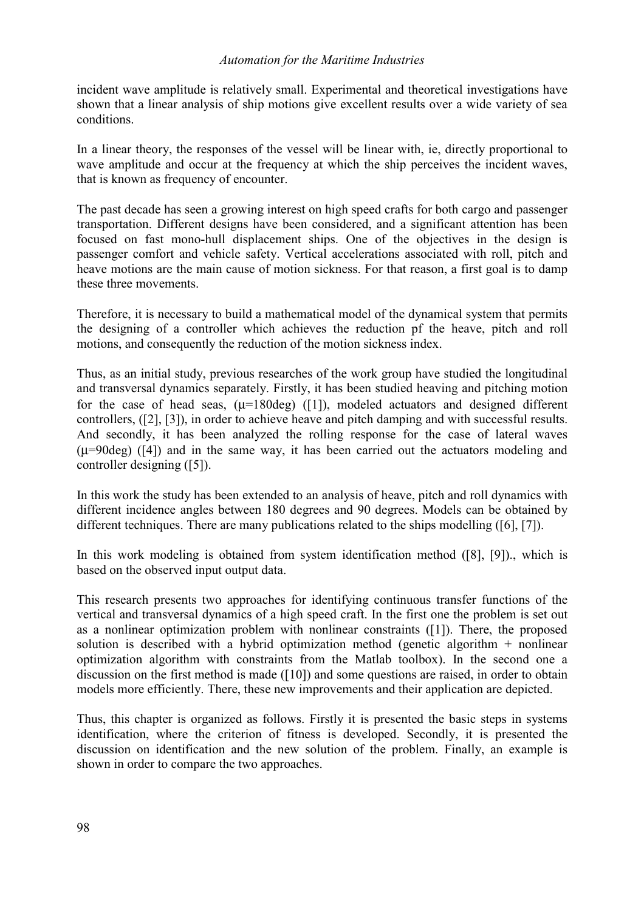incident wave amplitude is relatively small. Experimental and theoretical investigations have shown that a linear analysis of ship motions give excellent results over a wide variety of sea conditions.

In a linear theory, the responses of the vessel will be linear with, ie, directly proportional to wave amplitude and occur at the frequency at which the ship perceives the incident waves, that is known as frequency of encounter.

The past decade has seen a growing interest on high speed crafts for both cargo and passenger transportation. Different designs have been considered, and a significant attention has been focused on fast mono-hull displacement ships. One of the objectives in the design is passenger comfort and vehicle safety. Vertical accelerations associated with roll, pitch and heave motions are the main cause of motion sickness. For that reason, a first goal is to damp these three movements.

Therefore, it is necessary to build a mathematical model of the dynamical system that permits the designing of a controller which achieves the reduction pf the heave, pitch and roll motions, and consequently the reduction of the motion sickness index.

Thus, as an initial study, previous researches of the work group have studied the longitudinal and transversal dynamics separately. Firstly, it has been studied heaving and pitching motion for the case of head seas, ($\mu$=180deg) ([1]), modeled actuators and designed different controllers, ([2], [3]), in order to achieve heave and pitch damping and with successful results. And secondly, it has been analyzed the rolling response for the case of lateral waves ($\mu$=90deg) ([4]) and in the same way, it has been carried out the actuators modeling and controller designing ([5]).

In this work the study has been extended to an analysis of heave, pitch and roll dynamics with different incidence angles between 180 degrees and 90 degrees. Models can be obtained by different techniques. There are many publications related to the ships modelling ([6], [7]).

In this work modeling is obtained from system identification method ([8], [9])., which is based on the observed input output data.

This research presents two approaches for identifying continuous transfer functions of the vertical and transversal dynamics of a high speed craft. In the first one the problem is set out as a nonlinear optimization problem with nonlinear constraints ([1]). There, the proposed solution is described with a hybrid optimization method (genetic algorithm + nonlinear optimization algorithm with constraints from the Matlab toolbox). In the second one a discussion on the first method is made ([10]) and some questions are raised, in order to obtain models more efficiently. There, these new improvements and their application are depicted.

Thus, this chapter is organized as follows. Firstly it is presented the basic steps in systems identification, where the criterion of fitness is developed. Secondly, it is presented the discussion on identification and the new solution of the problem. Finally, an example is shown in order to compare the two approaches.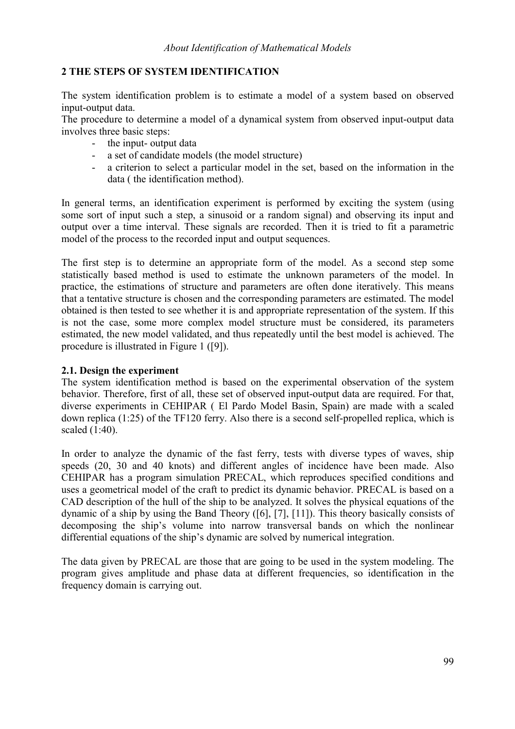## 2 THE STEPS OF SYSTEM IDENTIFICATION

The system identification problem is to estimate a model of a system based on observed input-output data.

The procedure to determine a model of a dynamical system from observed input-output data involves three basic steps:

- the input- output data
- a set of candidate models (the model structure)
- a criterion to select a particular model in the set, based on the information in the data ( the identification method).

In general terms, an identification experiment is performed by exciting the system (using some sort of input such a step, a sinusoid or a random signal) and observing its input and output over a time interval. These signals are recorded. Then it is tried to fit a parametric model of the process to the recorded input and output sequences.

The first step is to determine an appropriate form of the model. As a second step some statistically based method is used to estimate the unknown parameters of the model. In practice, the estimations of structure and parameters are often done iteratively. This means that a tentative structure is chosen and the corresponding parameters are estimated. The model obtained is then tested to see whether it is and appropriate representation of the system. If this is not the case, some more complex model structure must be considered, its parameters estimated, the new model validated, and thus repeatedly until the best model is achieved. The procedure is illustrated in Figure 1 ([9]).

### 2.1. Design the experiment

The system identification method is based on the experimental observation of the system behavior. Therefore, first of all, these set of observed input-output data are required. For that, diverse experiments in CEHIPAR ( El Pardo Model Basin, Spain) are made with a scaled down replica (1:25) of the TF120 ferry. Also there is a second self-propelled replica, which is scaled (1:40).

In order to analyze the dynamic of the fast ferry, tests with diverse types of waves, ship speeds (20, 30 and 40 knots) and different angles of incidence have been made. Also CEHIPAR has a program simulation PRECAL, which reproduces specified conditions and uses a geometrical model of the craft to predict its dynamic behavior. PRECAL is based on a CAD description of the hull of the ship to be analyzed. It solves the physical equations of the dynamic of a ship by using the Band Theory ([6], [7], [11]). This theory basically consists of decomposing the ship's volume into narrow transversal bands on which the nonlinear differential equations of the ship's dynamic are solved by numerical integration.

The data given by PRECAL are those that are going to be used in the system modeling. The program gives amplitude and phase data at different frequencies, so identification in the frequency domain is carrying out.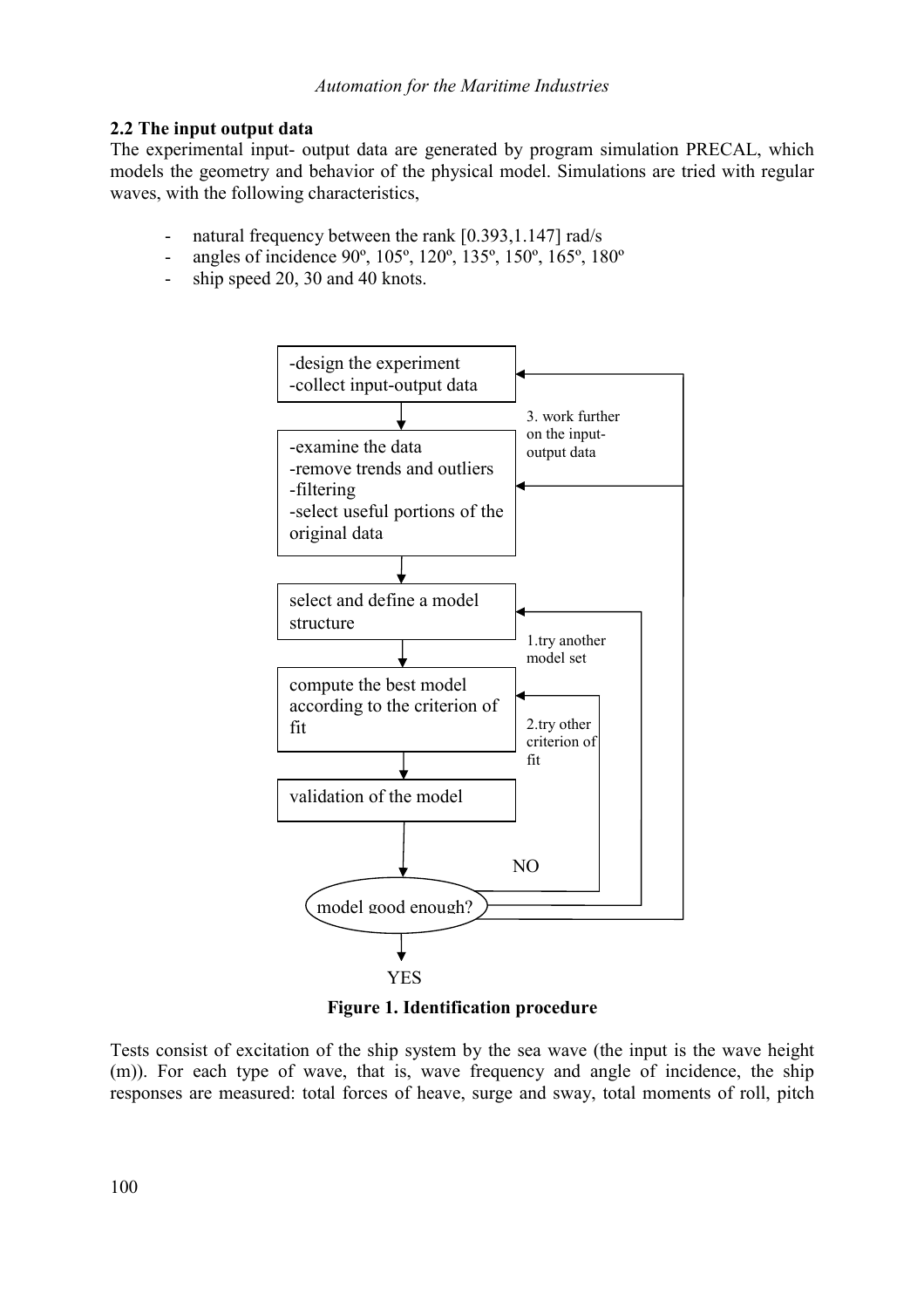### 2.2 The input output data

The experimental input- output data are generated by program simulation PRECAL, which models the geometry and behavior of the physical model. Simulations are tried with regular waves, with the following characteristics,

- natural frequency between the rank [0.393,1.147] rad/s
- angles of incidence 90º, 105º, 120º, 135º, 150º, 165º, 180º
- ship speed 20, 30 and 40 knots.

-design the experiment
-collect input-output data

-examine the data
-remove trends and outliers
-filtering
-select useful portions of the original data

select and define a model structure

compute the best model according to the criterion of fit

validation of the model

model good enough?

NO

YES

1.try another model set

2.try other criterion of fit

3. work further on the input-output data

**Figure 1. Identification procedure**

Tests consist of excitation of the ship system by the sea wave (the input is the wave height (m)). For each type of wave, that is, wave frequency and angle of incidence, the ship responses are measured: total forces of heave, surge and sway, total moments of roll, pitch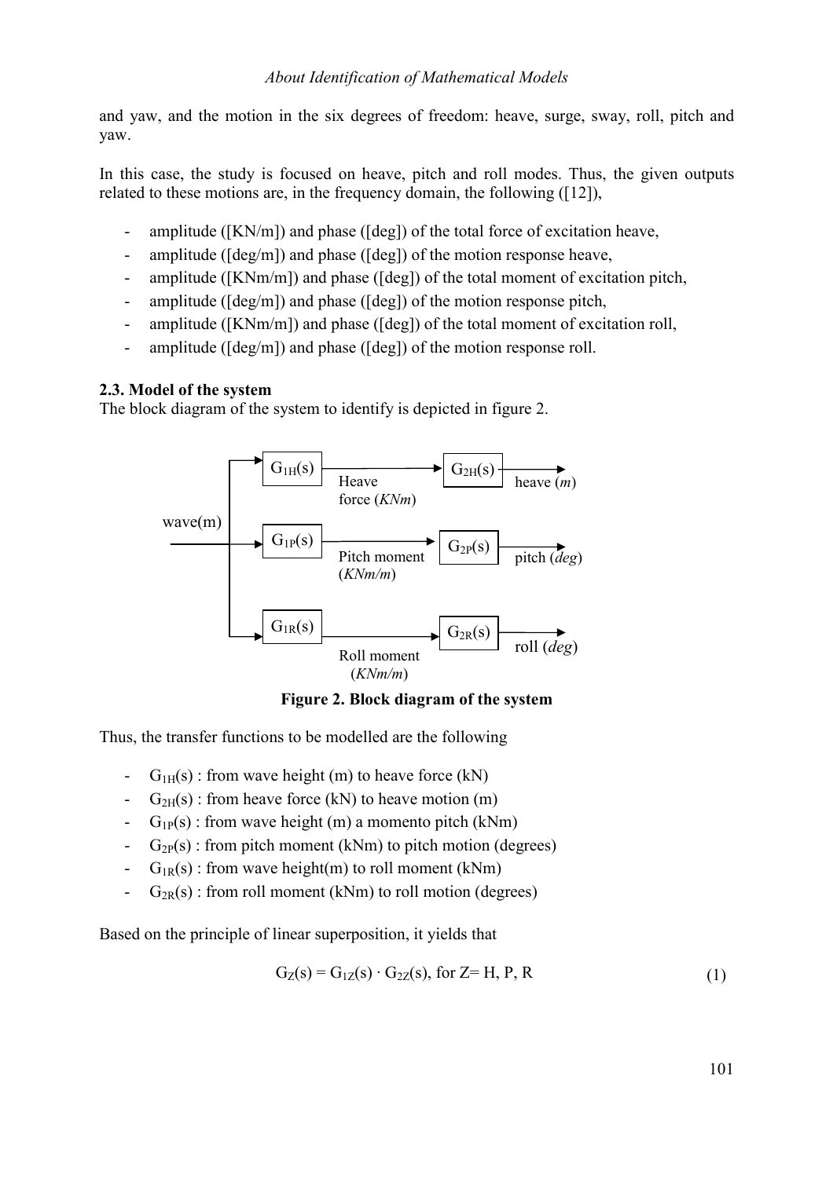and yaw, and the motion in the six degrees of freedom: heave, surge, sway, roll, pitch and yaw.

In this case, the study is focused on heave, pitch and roll modes. Thus, the given outputs related to these motions are, in the frequency domain, the following ([12]),

- amplitude ([KN/m]) and phase ([deg]) of the total force of excitation heave,
- amplitude ([deg/m]) and phase ([deg]) of the motion response heave,
- amplitude ([KNm/m]) and phase ([deg]) of the total moment of excitation pitch,
- amplitude ([deg/m]) and phase ([deg]) of the motion response pitch,
- amplitude ([KNm/m]) and phase ([deg]) of the total moment of excitation roll,
- amplitude ([deg/m]) and phase ([deg]) of the motion response roll.

**2.3. Model of the system**

The block diagram of the system to identify is depicted in figure 2.

wave(m) → $G_{1H}(s)$ → Heave force (*KNm*) → $G_{2H}(s)$ → heave (*m*)

wave(m) → $G_{1P}(s)$ → Pitch moment (*KNm/m*) → $G_{2P}(s)$ → pitch (*deg*)

wave(m) → $G_{1R}(s)$ → Roll moment (*KNm/m*) → $G_{2R}(s)$ → roll (*deg*)

**Figure 2. Block diagram of the system**

Thus, the transfer functions to be modelled are the following

- $G_{1H}(s)$ : from wave height (m) to heave force (kN)
- $G_{2H}(s)$ : from heave force (kN) to heave motion (m)
- $G_{1P}(s)$ : from wave height (m) a momento pitch (kNm)
- $G_{2P}(s)$ : from pitch moment (kNm) to pitch motion (degrees)
- $G_{1R}(s)$ : from wave height(m) to roll moment (kNm)
- $G_{2R}(s)$ : from roll moment (kNm) to roll motion (degrees)

Based on the principle of linear superposition, it yields that

$$G_Z(s) = G_{1Z}(s) \cdot G_{2Z}(s), \text{ for } Z = H, P, R \tag{1}$$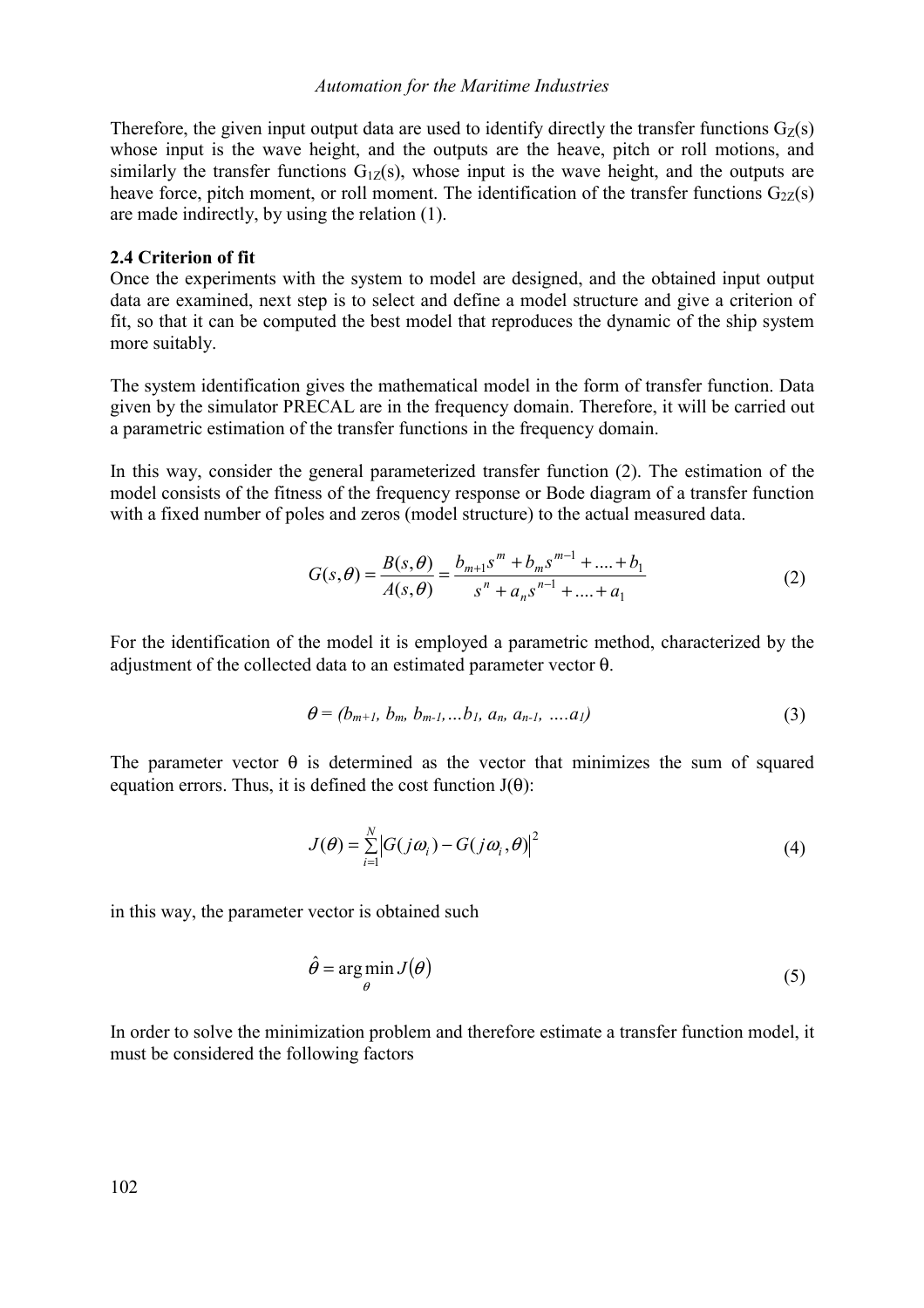Therefore, the given input output data are used to identify directly the transfer functions $G_Z(s)$ whose input is the wave height, and the outputs are the heave, pitch or roll motions, and similarly the transfer functions $G_{1Z}(s)$, whose input is the wave height, and the outputs are heave force, pitch moment, or roll moment. The identification of the transfer functions $G_{2Z}(s)$ are made indirectly, by using the relation (1).

### 2.4 Criterion of fit

Once the experiments with the system to model are designed, and the obtained input output data are examined, next step is to select and define a model structure and give a criterion of fit, so that it can be computed the best model that reproduces the dynamic of the ship system more suitably.

The system identification gives the mathematical model in the form of transfer function. Data given by the simulator PRECAL are in the frequency domain. Therefore, it will be carried out a parametric estimation of the transfer functions in the frequency domain.

In this way, consider the general parameterized transfer function (2). The estimation of the model consists of the fitness of the frequency response or Bode diagram of a transfer function with a fixed number of poles and zeros (model structure) to the actual measured data.

$$G(s,\theta) = \frac{B(s,\theta)}{A(s,\theta)} = \frac{b_{m+1}s^m + b_m s^{m-1} + .... + b_1}{s^n + a_n s^{n-1} + .... + a_1} \tag{2}$$

For the identification of the model it is employed a parametric method, characterized by the adjustment of the collected data to an estimated parameter vector θ.

$$\theta = (b_{m+1}, b_m, b_{m-1}, \ldots b_1, a_n, a_{n-1}, \ldots a_1) \tag{3}$$

The parameter vector θ is determined as the vector that minimizes the sum of squared equation errors. Thus, it is defined the cost function J(θ):

$$J(\theta) = \sum_{i=1}^{N} \left| G(j\omega_i) - G(j\omega_i, \theta) \right|^2 \tag{4}$$

in this way, the parameter vector is obtained such

$$\hat{\theta} = \arg\min_{\theta} J(\theta) \tag{5}$$

In order to solve the minimization problem and therefore estimate a transfer function model, it must be considered the following factors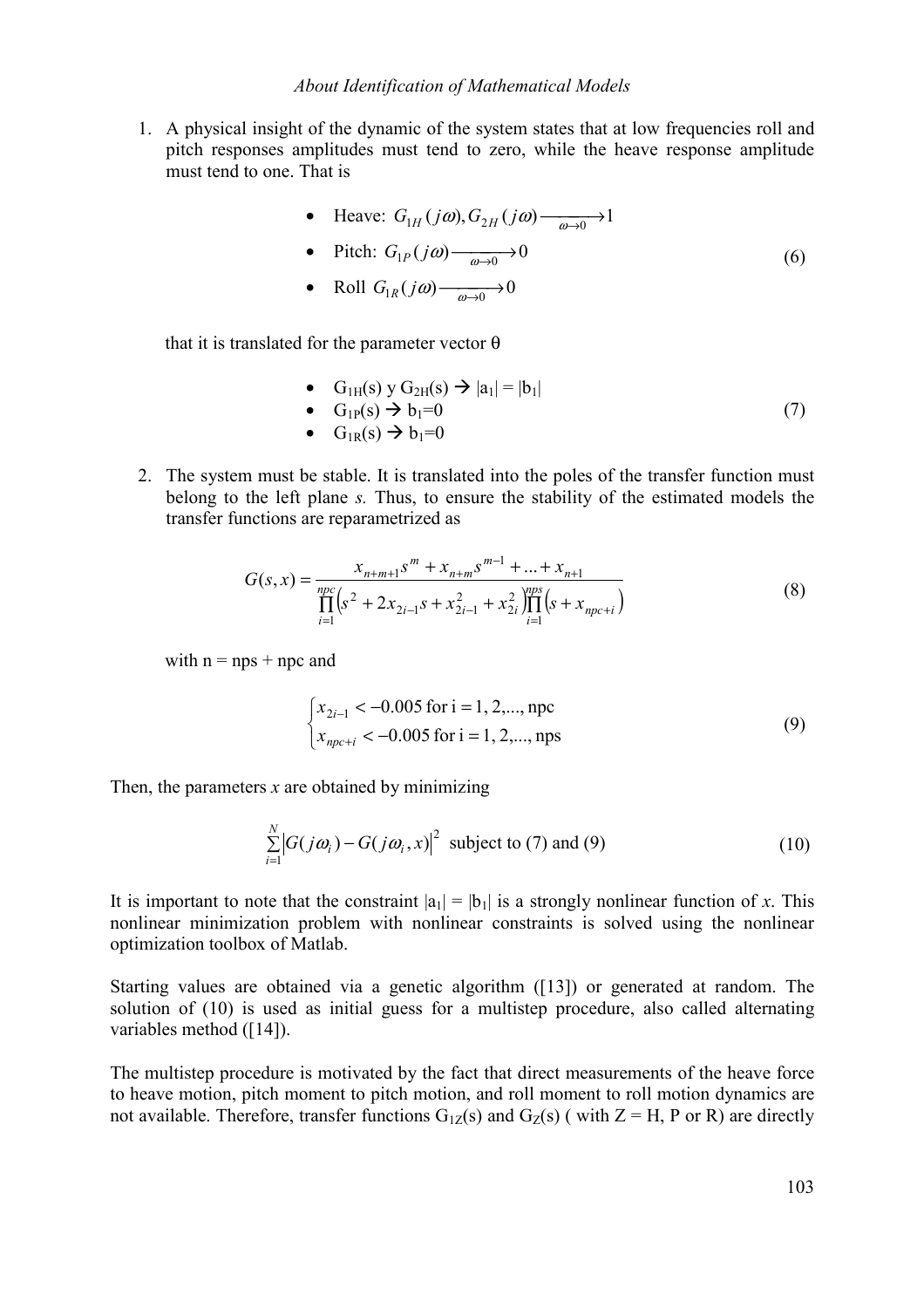1. A physical insight of the dynamic of the system states that at low frequencies roll and pitch responses amplitudes must tend to zero, while the heave response amplitude must tend to one. That is

   - Heave: $G_{1H}(j\omega), G_{2H}(j\omega) \xrightarrow[\omega \to 0]{} 1$
   - Pitch: $G_{1P}(j\omega) \xrightarrow[\omega \to 0]{} 0$ (6)
   - Roll $G_{1R}(j\omega) \xrightarrow[\omega \to 0]{} 0$

   that it is translated for the parameter vector θ

   - $G_{1H}(s)$ y $G_{2H}(s)$ → $|a_1| = |b_1|$
   - $G_{1P}(s)$ → $b_1=0$ (7)
   - $G_{1R}(s)$ → $b_1=0$

2. The system must be stable. It is translated into the poles of the transfer function must belong to the left plane *s.* Thus, to ensure the stability of the estimated models the transfer functions are reparametrized as

$$G(s,x) = \frac{x_{n+m+1}s^m + x_{n+m}s^{m-1} + \ldots + x_{n+1}}{\prod_{i=1}^{npc}\left(s^2 + 2x_{2i-1}s + x_{2i-1}^2 + x_{2i}^2\right)\prod_{i=1}^{nps}\left(s + x_{npc+i}\right)} \tag{8}$$

   with n = nps + npc and

$$\begin{cases} x_{2i-1} < -0.005 \text{ for i} = 1, 2, \ldots, \text{npc} \\ x_{npc+i} < -0.005 \text{ for i} = 1, 2, \ldots, \text{nps} \end{cases} \tag{9}$$

Then, the parameters *x* are obtained by minimizing

$$\sum_{i=1}^{N}\left|G(j\omega_i) - G(j\omega_i, x)\right|^2 \text{ subject to (7) and (9)} \tag{10}$$

It is important to note that the constraint $|a_1| = |b_1|$ is a strongly nonlinear function of *x*. This nonlinear minimization problem with nonlinear constraints is solved using the nonlinear optimization toolbox of Matlab.

Starting values are obtained via a genetic algorithm ([13]) or generated at random. The solution of (10) is used as initial guess for a multistep procedure, also called alternating variables method ([14]).

The multistep procedure is motivated by the fact that direct measurements of the heave force to heave motion, pitch moment to pitch motion, and roll moment to roll motion dynamics are not available. Therefore, transfer functions $G_{1Z}(s)$ and $G_Z(s)$ ( with Z = H, P or R) are directly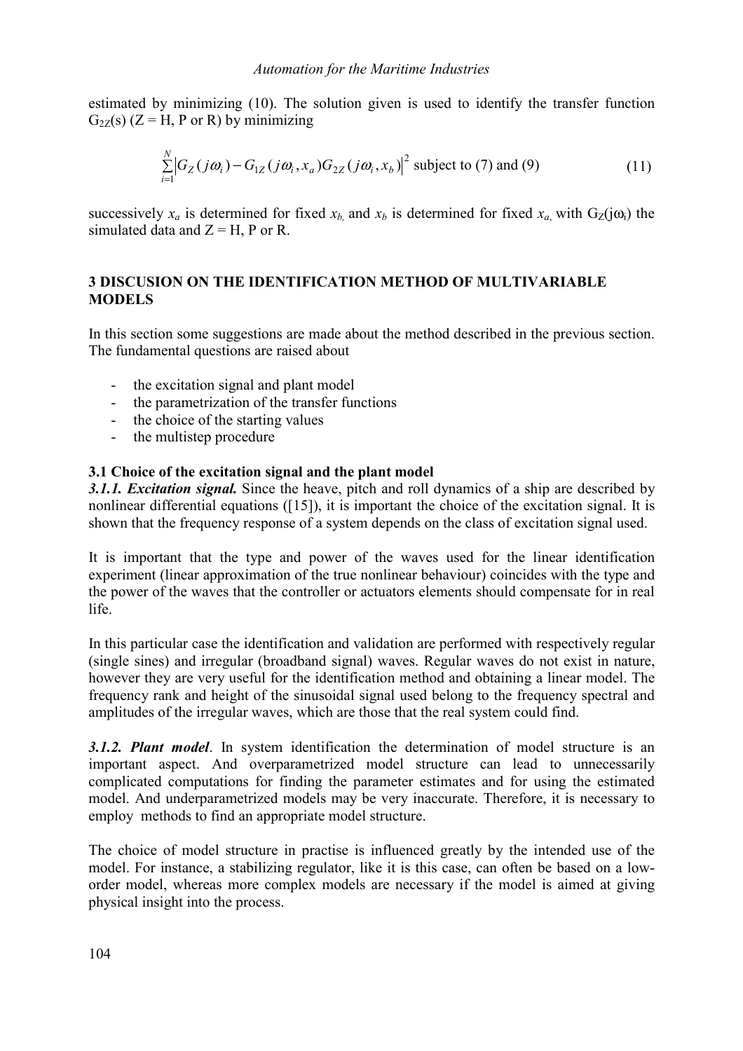estimated by minimizing (10). The solution given is used to identify the transfer function $G_{2Z}(s)$ ($Z$ = H, P or R) by minimizing

$$\sum_{i=1}^{N} \left| G_Z(j\omega_i) - G_{1Z}(j\omega_i, x_a) G_{2Z}(j\omega_i, x_b) \right|^2 \text{ subject to (7) and (9)} \tag{11}$$

successively $x_a$ is determined for fixed $x_b$, and $x_b$ is determined for fixed $x_a$, with $G_Z(j\omega_i)$ the simulated data and $Z$ = H, P or R.

## 3 DISCUSION ON THE IDENTIFICATION METHOD OF MULTIVARIABLE MODELS

In this section some suggestions are made about the method described in the previous section. The fundamental questions are raised about

- the excitation signal and plant model
- the parametrization of the transfer functions
- the choice of the starting values
- the multistep procedure

### 3.1 Choice of the excitation signal and the plant model

***3.1.1. Excitation signal.*** Since the heave, pitch and roll dynamics of a ship are described by nonlinear differential equations ([15]), it is important the choice of the excitation signal. It is shown that the frequency response of a system depends on the class of excitation signal used.

It is important that the type and power of the waves used for the linear identification experiment (linear approximation of the true nonlinear behaviour) coincides with the type and the power of the waves that the controller or actuators elements should compensate for in real life.

In this particular case the identification and validation are performed with respectively regular (single sines) and irregular (broadband signal) waves. Regular waves do not exist in nature, however they are very useful for the identification method and obtaining a linear model. The frequency rank and height of the sinusoidal signal used belong to the frequency spectral and amplitudes of the irregular waves, which are those that the real system could find.

***3.1.2. Plant model***. In system identification the determination of model structure is an important aspect. And overparametrized model structure can lead to unnecessarily complicated computations for finding the parameter estimates and for using the estimated model. And underparametrized models may be very inaccurate. Therefore, it is necessary to employ methods to find an appropriate model structure.

The choice of model structure in practise is influenced greatly by the intended use of the model. For instance, a stabilizing regulator, like it is this case, can often be based on a low-order model, whereas more complex models are necessary if the model is aimed at giving physical insight into the process.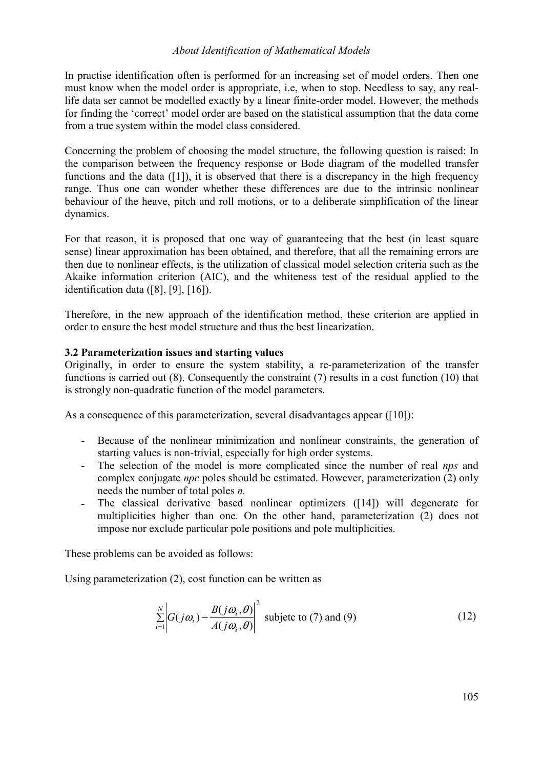In practise identification often is performed for an increasing set of model orders. Then one must know when the model order is appropriate, i.e, when to stop. Needless to say, any real-life data ser cannot be modelled exactly by a linear finite-order model. However, the methods for finding the 'correct' model order are based on the statistical assumption that the data come from a true system within the model class considered.

Concerning the problem of choosing the model structure, the following question is raised: In the comparison between the frequency response or Bode diagram of the modelled transfer functions and the data ([1]), it is observed that there is a discrepancy in the high frequency range. Thus one can wonder whether these differences are due to the intrinsic nonlinear behaviour of the heave, pitch and roll motions, or to a deliberate simplification of the linear dynamics.

For that reason, it is proposed that one way of guaranteeing that the best (in least square sense) linear approximation has been obtained, and therefore, that all the remaining errors are then due to nonlinear effects, is the utilization of classical model selection criteria such as the Akaike information criterion (AIC), and the whiteness test of the residual applied to the identification data ([8], [9], [16]).

Therefore, in the new approach of the identification method, these criterion are applied in order to ensure the best model structure and thus the best linearization.

### 3.2 Parameterization issues and starting values

Originally, in order to ensure the system stability, a re-parameterization of the transfer functions is carried out (8). Consequently the constraint (7) results in a cost function (10) that is strongly non-quadratic function of the model parameters.

As a consequence of this parameterization, several disadvantages appear ([10]):

- Because of the nonlinear minimization and nonlinear constraints, the generation of starting values is non-trivial, especially for high order systems.
- The selection of the model is more complicated since the number of real *nps* and complex conjugate *npc* poles should be estimated. However, parameterization (2) only needs the number of total poles *n.*
- The classical derivative based nonlinear optimizers ([14]) will degenerate for multiplicities higher than one. On the other hand, parameterization (2) does not impose nor exclude particular pole positions and pole multiplicities.

These problems can be avoided as follows:

Using parameterization (2), cost function can be written as

$$\sum_{i=1}^{N}\left|G(j\omega_i)-\frac{B(j\omega_i,\theta)}{A(j\omega_i,\theta)}\right|^2 \text{ subjetc to (7) and (9)} \tag{12}$$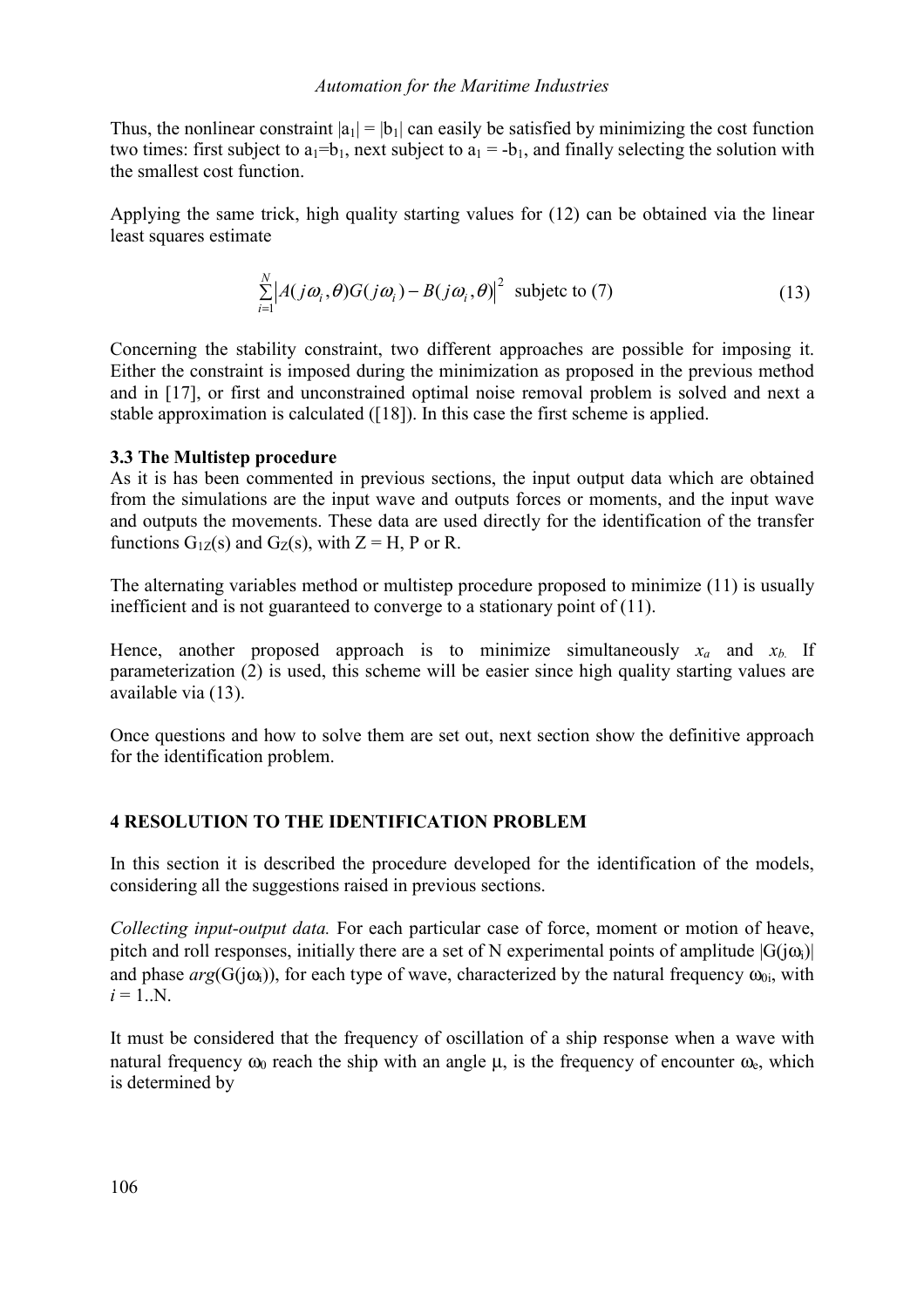Thus, the nonlinear constraint $|a_1| = |b_1|$ can easily be satisfied by minimizing the cost function two times: first subject to $a_1=b_1$, next subject to $a_1 = -b_1$, and finally selecting the solution with the smallest cost function.

Applying the same trick, high quality starting values for (12) can be obtained via the linear least squares estimate

$$\sum_{i=1}^{N} \left| A(j\omega_i,\theta)G(j\omega_i) - B(j\omega_i,\theta) \right|^2 \text{ subjetc to (7)} \tag{13}$$

Concerning the stability constraint, two different approaches are possible for imposing it. Either the constraint is imposed during the minimization as proposed in the previous method and in [17], or first and unconstrained optimal noise removal problem is solved and next a stable approximation is calculated ([18]). In this case the first scheme is applied.

### 3.3 The Multistep procedure

As it is has been commented in previous sections, the input output data which are obtained from the simulations are the input wave and outputs forces or moments, and the input wave and outputs the movements. These data are used directly for the identification of the transfer functions $G_{1Z}(s)$ and $G_Z(s)$, with Z = H, P or R.

The alternating variables method or multistep procedure proposed to minimize (11) is usually inefficient and is not guaranteed to converge to a stationary point of (11).

Hence, another proposed approach is to minimize simultaneously $x_a$ and $x_b$. If parameterization (2) is used, this scheme will be easier since high quality starting values are available via (13).

Once questions and how to solve them are set out, next section show the definitive approach for the identification problem.

## 4 RESOLUTION TO THE IDENTIFICATION PROBLEM

In this section it is described the procedure developed for the identification of the models, considering all the suggestions raised in previous sections.

*Collecting input-output data.* For each particular case of force, moment or motion of heave, pitch and roll responses, initially there are a set of N experimental points of amplitude $|G(j\omega_i)|$ and phase $arg(G(j\omega_i))$, for each type of wave, characterized by the natural frequency $\omega_{0i}$, with $i$ = 1..N.

It must be considered that the frequency of oscillation of a ship response when a wave with natural frequency $\omega_0$ reach the ship with an angle $\mu$, is the frequency of encounter $\omega_e$, which is determined by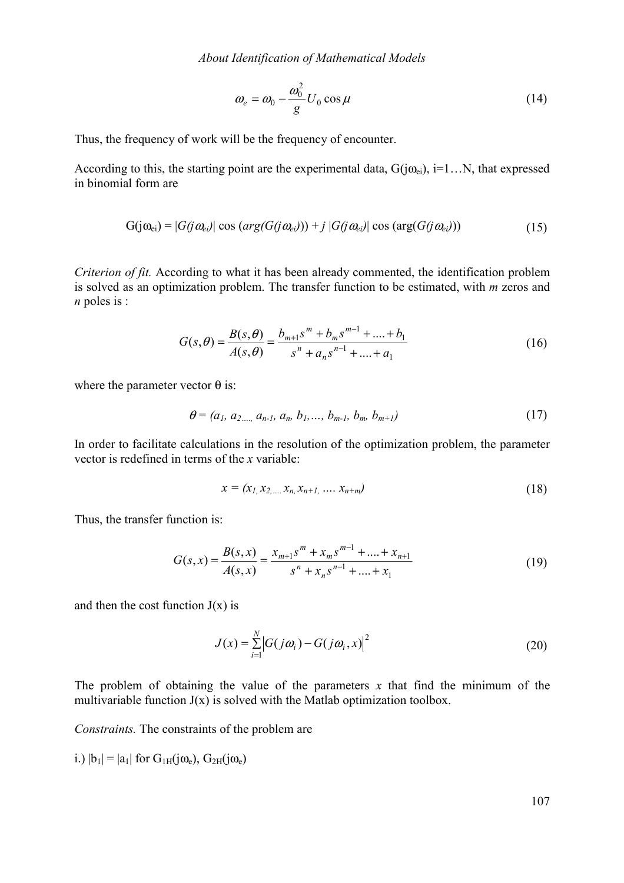$$\omega_e = \omega_0 - \frac{\omega_0^2}{g} U_0 \cos\mu \tag{14}$$

Thus, the frequency of work will be the frequency of encounter.

According to this, the starting point are the experimental data, $G(j\omega_{ei})$, i=1…N, that expressed in binomial form are

$$G(j\omega_{ei}) = |G(j\omega_{ei})| \cos(arg(G(j\omega_{ei}))) + j\,|G(j\omega_{ei})| \cos(\arg(G(j\omega_{ei}))) \tag{15}$$

*Criterion of fit.* According to what it has been already commented, the identification problem is solved as an optimization problem. The transfer function to be estimated, with *m* zeros and *n* poles is :

$$G(s,\theta) = \frac{B(s,\theta)}{A(s,\theta)} = \frac{b_{m+1}s^m + b_m s^{m-1} + .... + b_1}{s^n + a_n s^{n-1} + .... + a_1} \tag{16}$$

where the parameter vector θ is:

$$\theta = (a_1, a_2, ..., a_{n-1}, a_n, b_1, ..., b_{m-1}, b_m, b_{m+1}) \tag{17}$$

In order to facilitate calculations in the resolution of the optimization problem, the parameter vector is redefined in terms of the *x* variable:

$$x = (x_1, x_2, .... x_n, x_{n+1}, .... x_{n+m}) \tag{18}$$

Thus, the transfer function is:

$$G(s,x) = \frac{B(s,x)}{A(s,x)} = \frac{x_{m+1}s^m + x_m s^{m-1} + .... + x_{n+1}}{s^n + x_n s^{n-1} + .... + x_1} \tag{19}$$

and then the cost function J(x) is

$$J(x) = \sum_{i=1}^{N} \left| G(j\omega_i) - G(j\omega_i, x) \right|^2 \tag{20}$$

The problem of obtaining the value of the parameters *x* that find the minimum of the multivariable function J(x) is solved with the Matlab optimization toolbox.

*Constraints.* The constraints of the problem are

i.) $|b_1| = |a_1|$ for $G_{1H}(j\omega_e)$, $G_{2H}(j\omega_e)$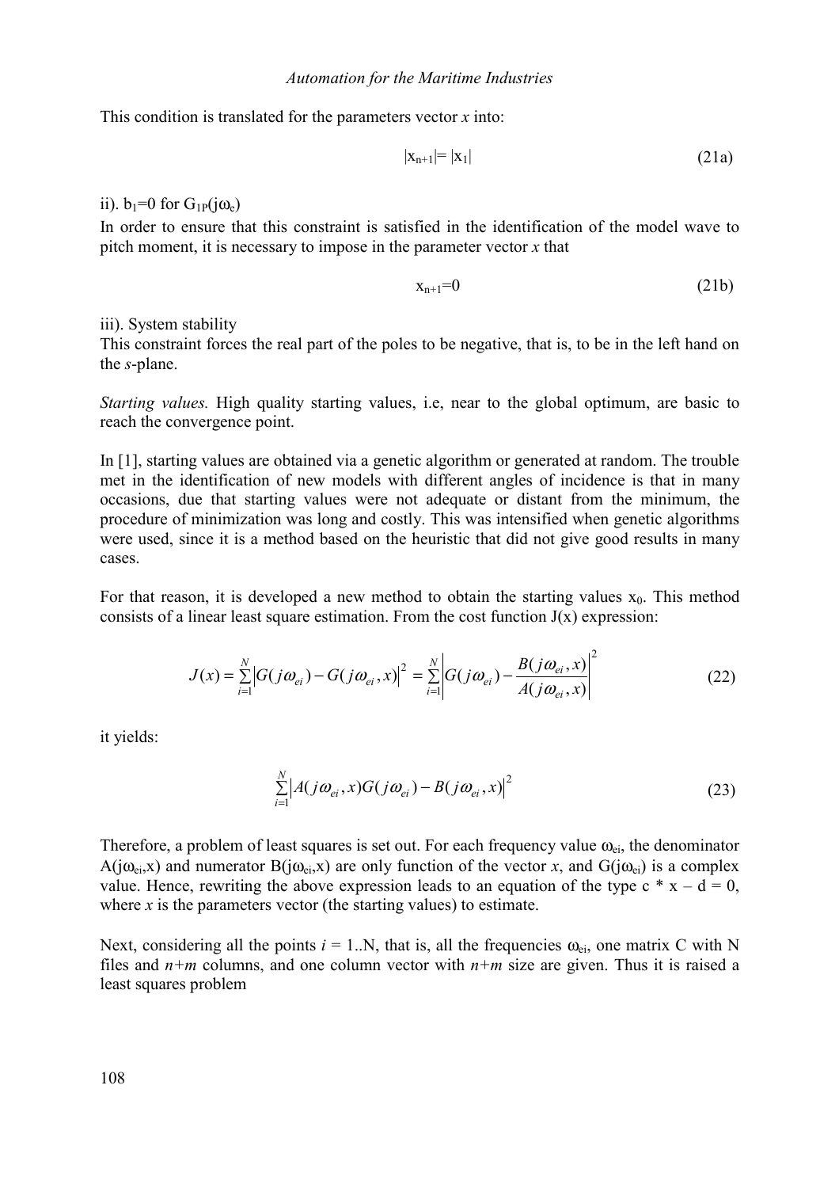This condition is translated for the parameters vector $x$ into:

$$|x_{n+1}| = |x_1| \tag{21a}$$

ii). $b_1=0$ for $G_{1P}(j\omega_e)$

In order to ensure that this constraint is satisfied in the identification of the model wave to pitch moment, it is necessary to impose in the parameter vector $x$ that

$$x_{n+1}=0 \tag{21b}$$

iii). System stability

This constraint forces the real part of the poles to be negative, that is, to be in the left hand on the $s$-plane.

*Starting values.* High quality starting values, i.e, near to the global optimum, are basic to reach the convergence point.

In [1], starting values are obtained via a genetic algorithm or generated at random. The trouble met in the identification of new models with different angles of incidence is that in many occasions, due that starting values were not adequate or distant from the minimum, the procedure of minimization was long and costly. This was intensified when genetic algorithms were used, since it is a method based on the heuristic that did not give good results in many cases.

For that reason, it is developed a new method to obtain the starting values $x_0$. This method consists of a linear least square estimation. From the cost function J(x) expression:

$$J(x) = \sum_{i=1}^{N} \left| G(j\omega_{ei}) - G(j\omega_{ei}, x) \right|^2 = \sum_{i=1}^{N} \left| G(j\omega_{ei}) - \frac{B(j\omega_{ei}, x)}{A(j\omega_{ei}, x)} \right|^2 \tag{22}$$

it yields:

$$\sum_{i=1}^{N} \left| A(j\omega_{ei}, x) G(j\omega_{ei}) - B(j\omega_{ei}, x) \right|^2 \tag{23}$$

Therefore, a problem of least squares is set out. For each frequency value $\omega_{ei}$, the denominator $A(j\omega_{ei},x)$ and numerator $B(j\omega_{ei},x)$ are only function of the vector $x$, and $G(j\omega_{ei})$ is a complex value. Hence, rewriting the above expression leads to an equation of the type $c * x - d = 0$, where $x$ is the parameters vector (the starting values) to estimate.

Next, considering all the points $i = 1..N$, that is, all the frequencies $\omega_{ei}$, one matrix C with N files and $n+m$ columns, and one column vector with $n+m$ size are given. Thus it is raised a least squares problem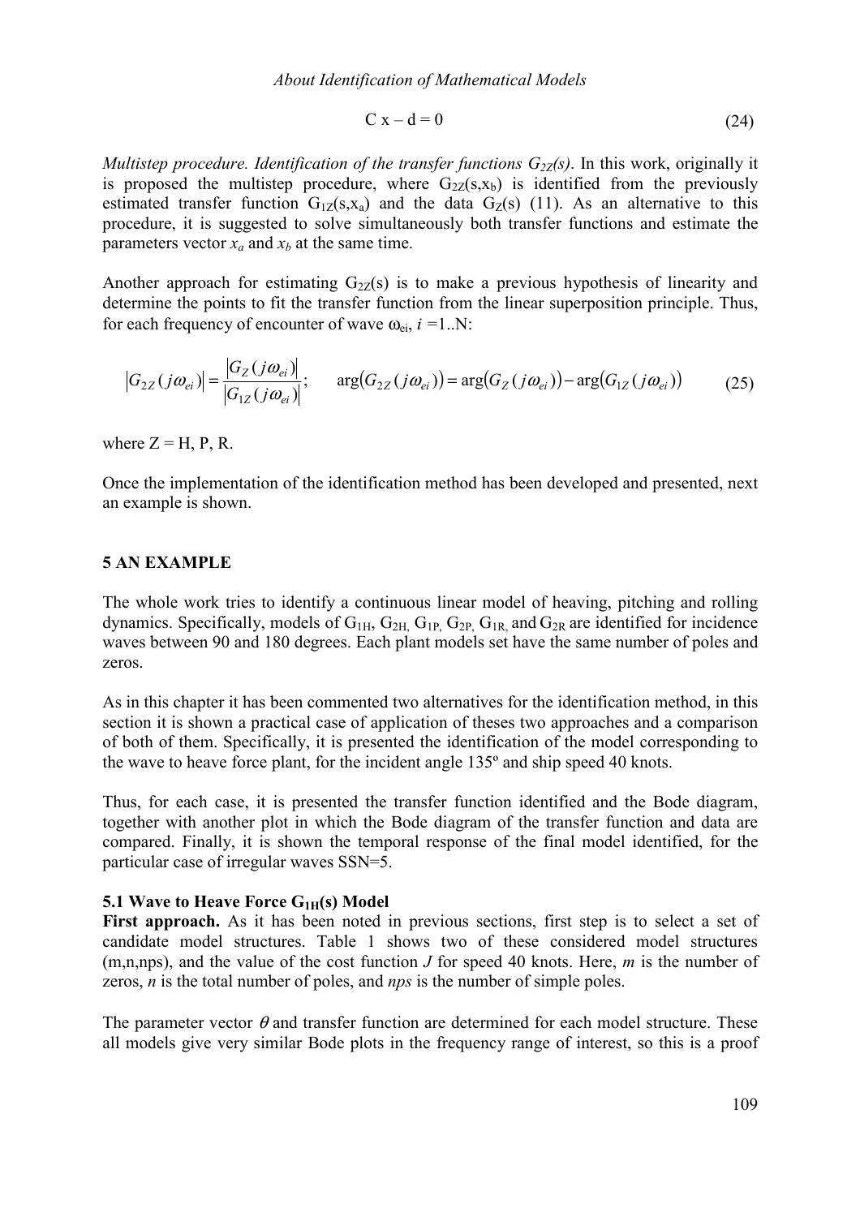$$C\,x - d = 0 \tag{24}$$

*Multistep procedure. Identification of the transfer functions $G_{2Z}(s)$*. In this work, originally it is proposed the multistep procedure, where $G_{2Z}(s,x_b)$ is identified from the previously estimated transfer function $G_{1Z}(s,x_a)$ and the data $G_Z(s)$ (11). As an alternative to this procedure, it is suggested to solve simultaneously both transfer functions and estimate the parameters vector $x_a$ and $x_b$ at the same time.

Another approach for estimating $G_{2Z}(s)$ is to make a previous hypothesis of linearity and determine the points to fit the transfer function from the linear superposition principle. Thus, for each frequency of encounter of wave $\omega_{ei}$, $i = 1..N$:

$$\left|G_{2Z}(j\omega_{ei})\right| = \frac{\left|G_Z(j\omega_{ei})\right|}{\left|G_{1Z}(j\omega_{ei})\right|}; \qquad \arg\left(G_{2Z}(j\omega_{ei})\right) = \arg\left(G_Z(j\omega_{ei})\right) - \arg\left(G_{1Z}(j\omega_{ei})\right) \tag{25}$$

where Z = H, P, R.

Once the implementation of the identification method has been developed and presented, next an example is shown.

## 5 AN EXAMPLE

The whole work tries to identify a continuous linear model of heaving, pitching and rolling dynamics. Specifically, models of $G_{1H}$, $G_{2H}$, $G_{1P}$, $G_{2P}$, $G_{1R}$, and $G_{2R}$ are identified for incidence waves between 90 and 180 degrees. Each plant models set have the same number of poles and zeros.

As in this chapter it has been commented two alternatives for the identification method, in this section it is shown a practical case of application of theses two approaches and a comparison of both of them. Specifically, it is presented the identification of the model corresponding to the wave to heave force plant, for the incident angle 135º and ship speed 40 knots.

Thus, for each case, it is presented the transfer function identified and the Bode diagram, together with another plot in which the Bode diagram of the transfer function and data are compared. Finally, it is shown the temporal response of the final model identified, for the particular case of irregular waves SSN=5.

### 5.1 Wave to Heave Force $G_{1H}(s)$ Model

**First approach.** As it has been noted in previous sections, first step is to select a set of candidate model structures. Table 1 shows two of these considered model structures (m,n,nps), and the value of the cost function *J* for speed 40 knots. Here, *m* is the number of zeros, *n* is the total number of poles, and *nps* is the number of simple poles.

The parameter vector $\theta$ and transfer function are determined for each model structure. These all models give very similar Bode plots in the frequency range of interest, so this is a proof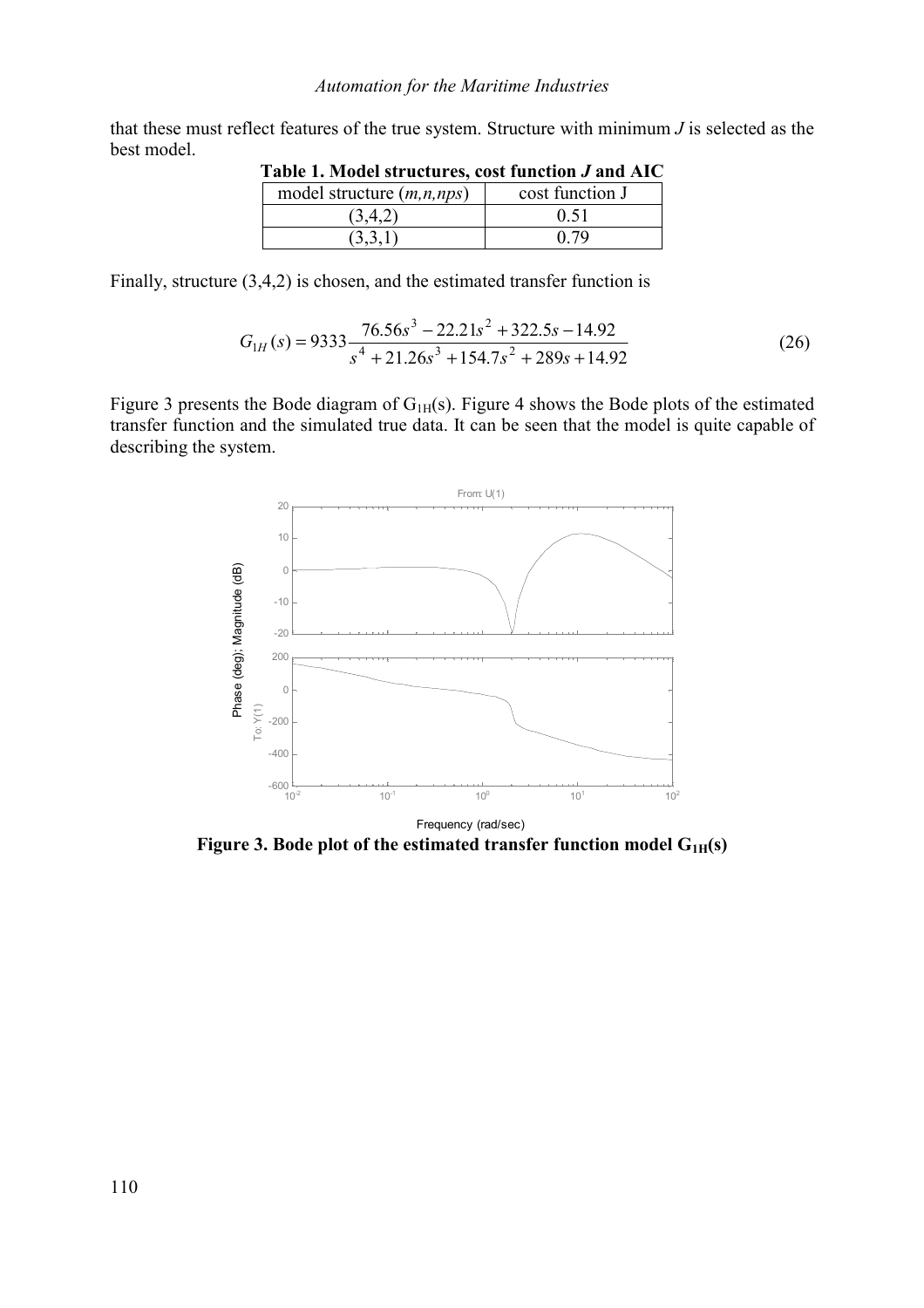that these must reflect features of the true system. Structure with minimum $J$ is selected as the best model.

**Table 1. Model structures, cost function $J$ and AIC**

| model structure ($m,n,nps$) | cost function J |
|---|---|
| (3,4,2) | 0.51 |
| (3,3,1) | 0.79 |

Finally, structure (3,4,2) is chosen, and the estimated transfer function is

$$G_{1H}(s) = 9333\frac{76.56s^3 - 22.21s^2 + 322.5s - 14.92}{s^4 + 21.26s^3 + 154.7s^2 + 289s + 14.92} \tag{26}$$

Figure 3 presents the Bode diagram of $G_{1H}(s)$. Figure 4 shows the Bode plots of the estimated transfer function and the simulated true data. It can be seen that the model is quite capable of describing the system.

**Figure 3. Bode plot of the estimated transfer function model $G_{1H}(s)$**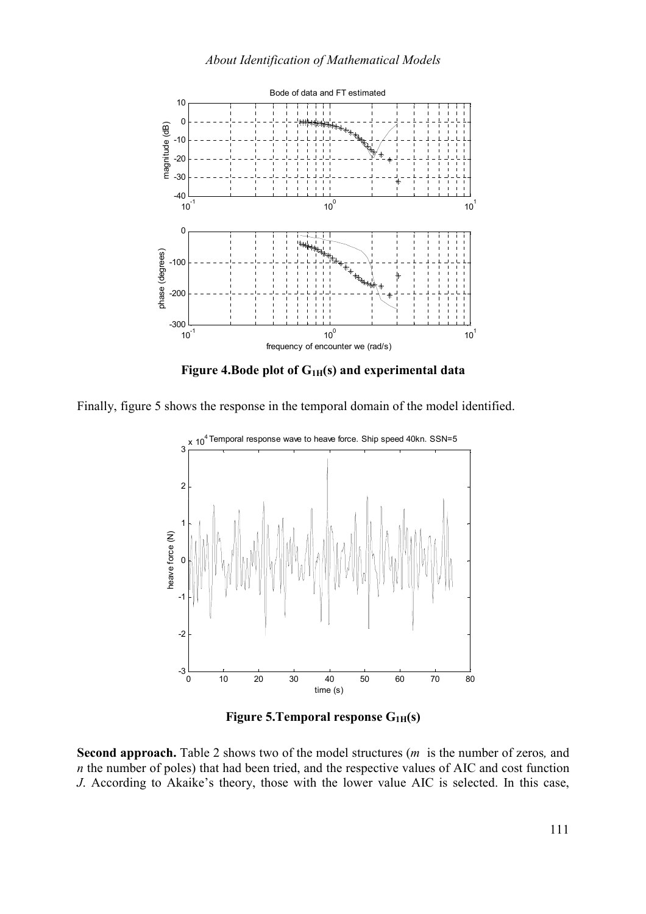**Figure 4.Bode plot of $G_{1H}(s)$ and experimental data**

Finally, figure 5 shows the response in the temporal domain of the model identified.

**Figure 5.Temporal response $G_{1H}(s)$**

**Second approach.** Table 2 shows two of the model structures ($m$ is the number of zeros, and $n$ the number of poles) that had been tried, and the respective values of AIC and cost function $J$. According to Akaike's theory, those with the lower value AIC is selected. In this case,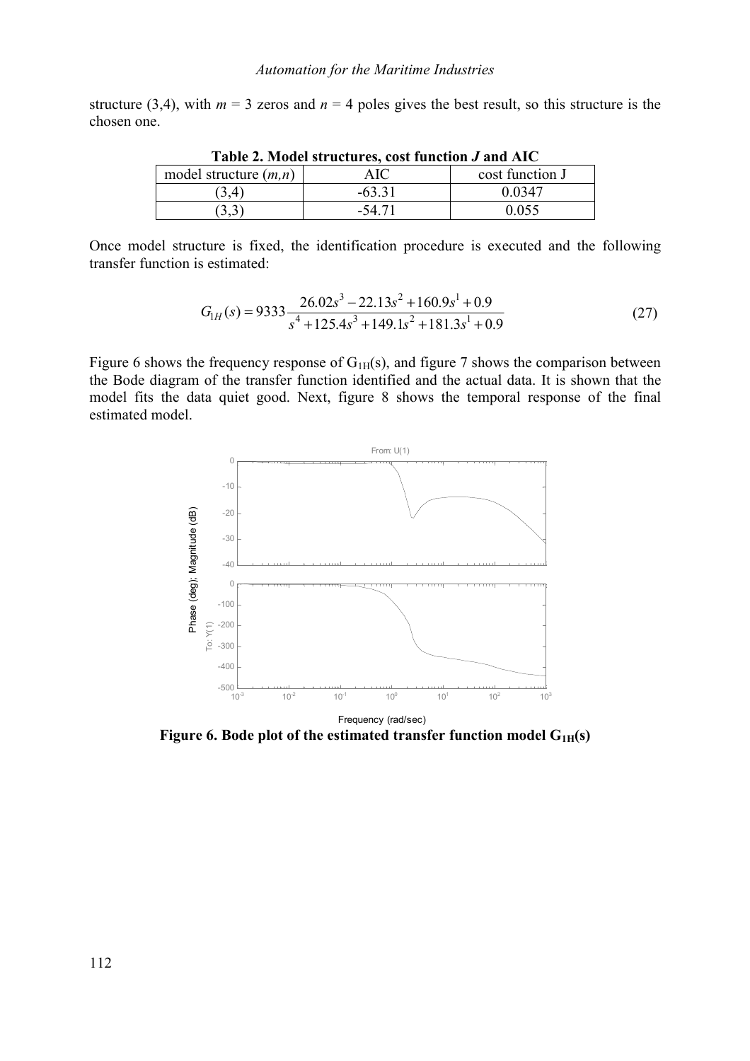structure (3,4), with $m = 3$ zeros and $n = 4$ poles gives the best result, so this structure is the chosen one.

**Table 2. Model structures, cost function *J* and AIC**

| model structure $(m,n)$ | AIC | cost function J |
|---|---|---|
| (3,4) | -63.31 | 0.0347 |
| (3,3) | -54.71 | 0.055 |

Once model structure is fixed, the identification procedure is executed and the following transfer function is estimated:

$$G_{1H}(s) = 9333\frac{26.02s^3 - 22.13s^2 + 160.9s^1 + 0.9}{s^4 + 125.4s^3 + 149.1s^2 + 181.3s^1 + 0.9} \tag{27}$$

Figure 6 shows the frequency response of $G_{1H}(s)$, and figure 7 shows the comparison between the Bode diagram of the transfer function identified and the actual data. It is shown that the model fits the data quiet good. Next, figure 8 shows the temporal response of the final estimated model.

**Figure 6. Bode plot of the estimated transfer function model $G_{1H}(s)$**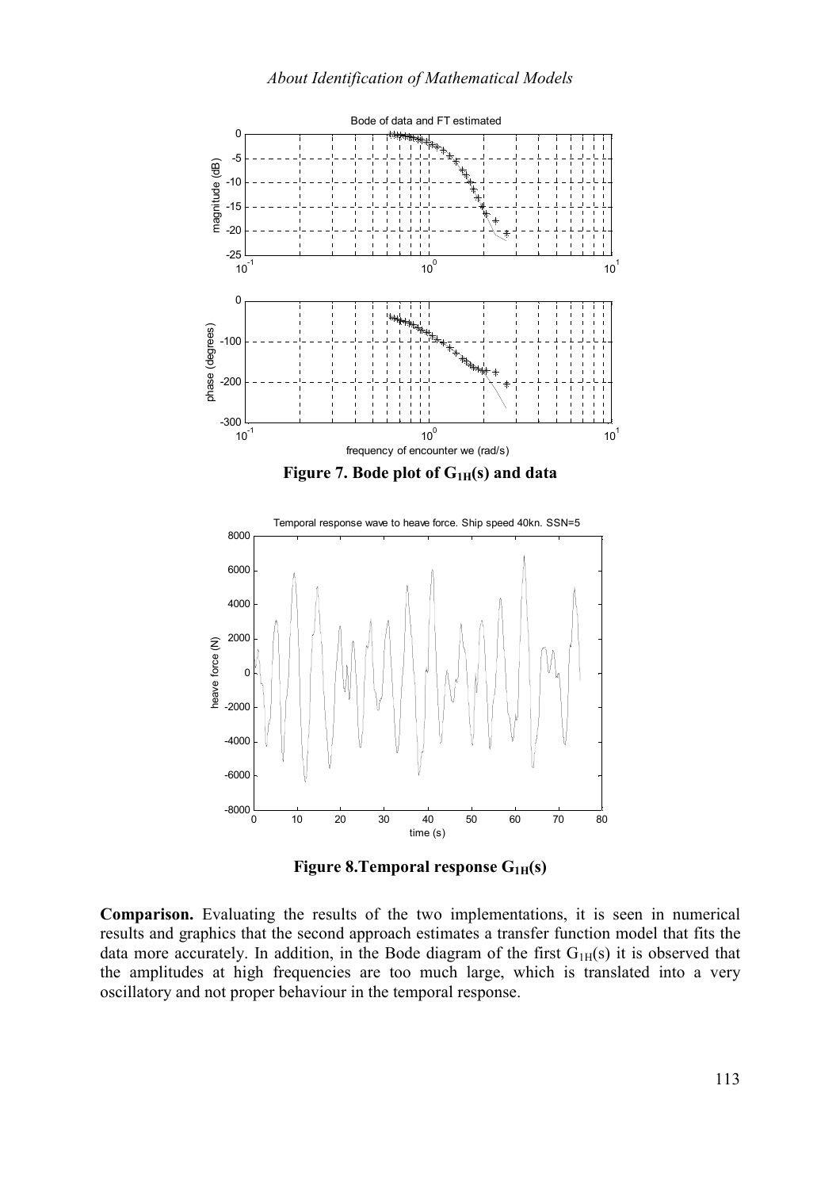**Figure 7. Bode plot of $G_{1H}(s)$ and data**

**Figure 8. Temporal response $G_{1H}(s)$**

**Comparison.** Evaluating the results of the two implementations, it is seen in numerical results and graphics that the second approach estimates a transfer function model that fits the data more accurately. In addition, in the Bode diagram of the first $G_{1H}(s)$ it is observed that the amplitudes at high frequencies are too much large, which is translated into a very oscillatory and not proper behaviour in the temporal response.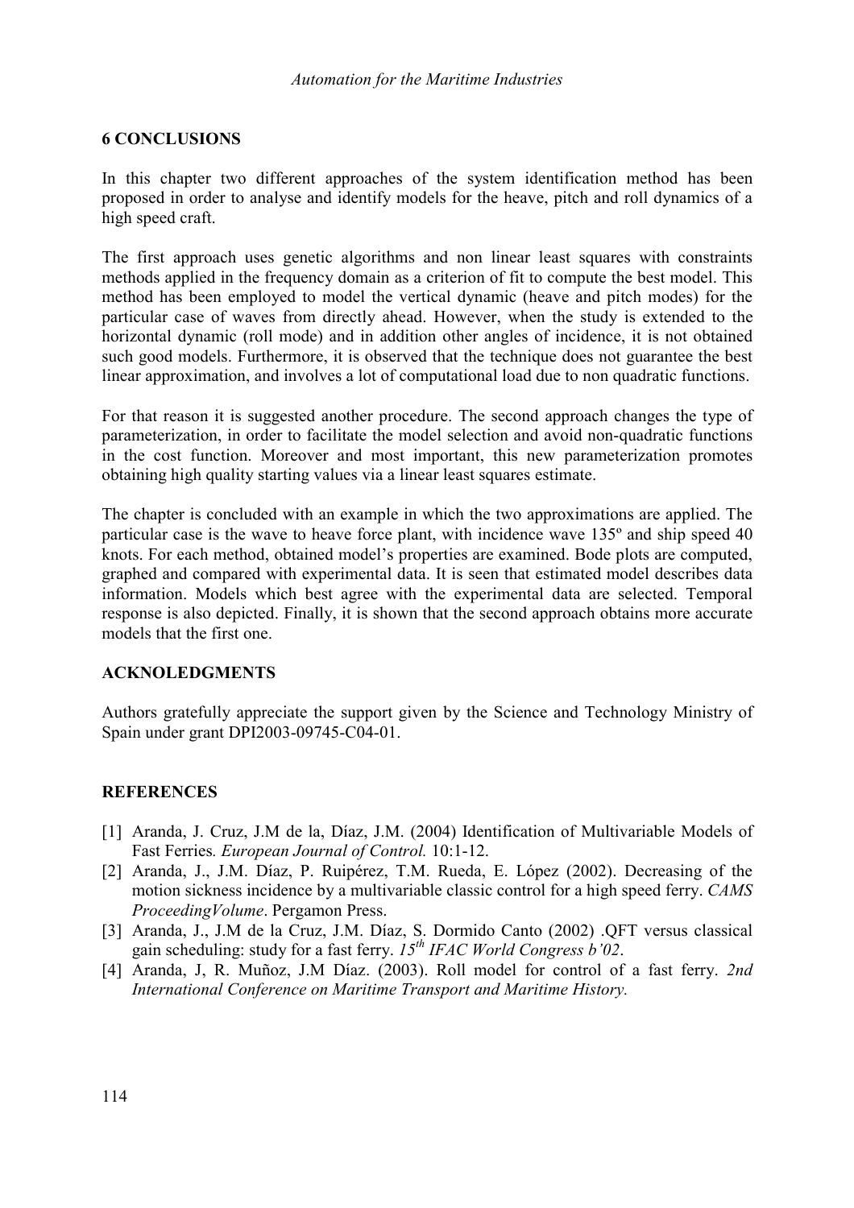## 6 CONCLUSIONS

In this chapter two different approaches of the system identification method has been proposed in order to analyse and identify models for the heave, pitch and roll dynamics of a high speed craft.

The first approach uses genetic algorithms and non linear least squares with constraints methods applied in the frequency domain as a criterion of fit to compute the best model. This method has been employed to model the vertical dynamic (heave and pitch modes) for the particular case of waves from directly ahead. However, when the study is extended to the horizontal dynamic (roll mode) and in addition other angles of incidence, it is not obtained such good models. Furthermore, it is observed that the technique does not guarantee the best linear approximation, and involves a lot of computational load due to non quadratic functions.

For that reason it is suggested another procedure. The second approach changes the type of parameterization, in order to facilitate the model selection and avoid non-quadratic functions in the cost function. Moreover and most important, this new parameterization promotes obtaining high quality starting values via a linear least squares estimate.

The chapter is concluded with an example in which the two approximations are applied. The particular case is the wave to heave force plant, with incidence wave 135º and ship speed 40 knots. For each method, obtained model's properties are examined. Bode plots are computed, graphed and compared with experimental data. It is seen that estimated model describes data information. Models which best agree with the experimental data are selected. Temporal response is also depicted. Finally, it is shown that the second approach obtains more accurate models that the first one.

## ACKNOLEDGMENTS

Authors gratefully appreciate the support given by the Science and Technology Ministry of Spain under grant DPI2003-09745-C04-01.

## REFERENCES

[1] Aranda, J. Cruz, J.M de la, Díaz, J.M. (2004) Identification of Multivariable Models of Fast Ferries. *European Journal of Control.* 10:1-12.

[2] Aranda, J., J.M. Díaz, P. Ruipérez, T.M. Rueda, E. López (2002). Decreasing of the motion sickness incidence by a multivariable classic control for a high speed ferry. *CAMS ProceedingVolume*. Pergamon Press.

[3] Aranda, J., J.M de la Cruz, J.M. Díaz, S. Dormido Canto (2002) .QFT versus classical gain scheduling: study for a fast ferry. *15th IFAC World Congress b'02*.

[4] Aranda, J, R. Muñoz, J.M Díaz. (2003). Roll model for control of a fast ferry. *2nd International Conference on Maritime Transport and Maritime History.*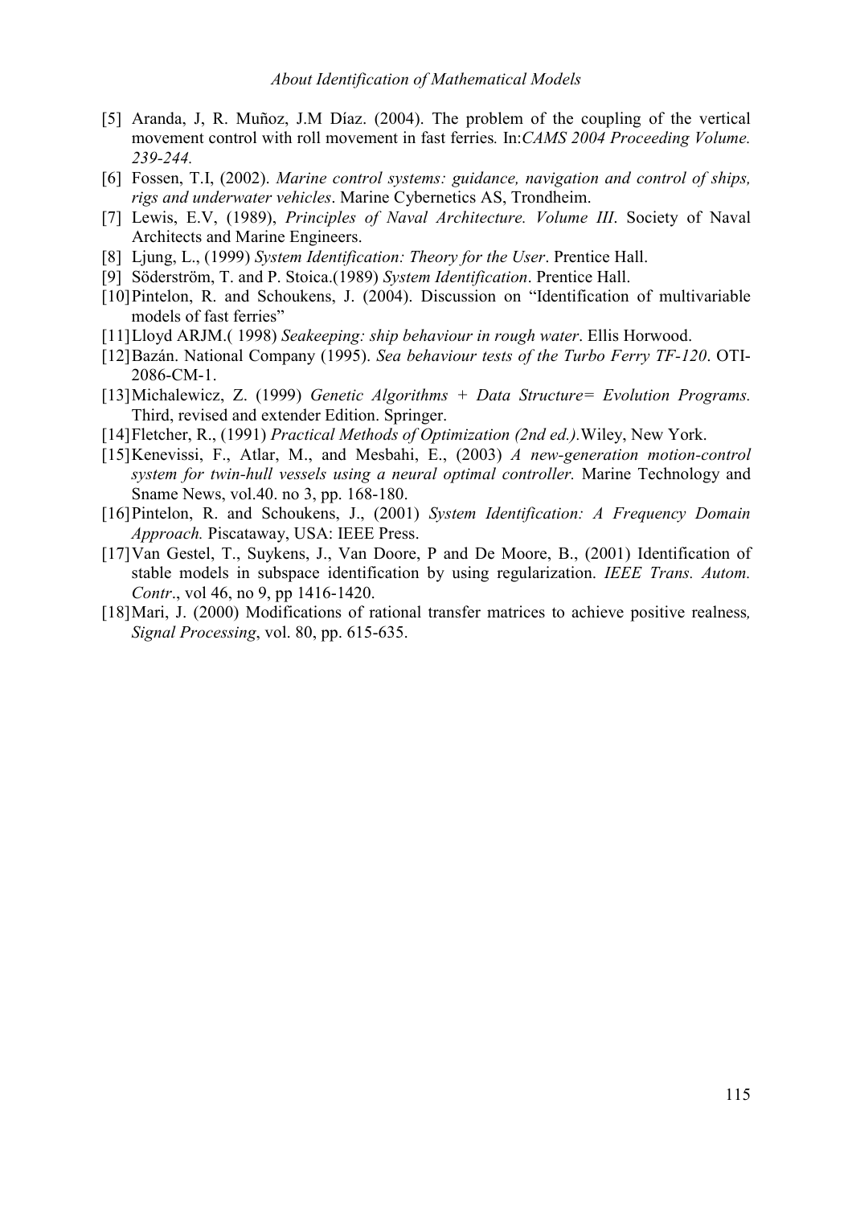[5] Aranda, J, R. Muñoz, J.M Díaz. (2004). The problem of the coupling of the vertical movement control with roll movement in fast ferries. In:*CAMS 2004 Proceeding Volume. 239-244.*

[6] Fossen, T.I, (2002). *Marine control systems: guidance, navigation and control of ships, rigs and underwater vehicles*. Marine Cybernetics AS, Trondheim.

[7] Lewis, E.V, (1989), *Principles of Naval Architecture. Volume III*. Society of Naval Architects and Marine Engineers.

[8] Ljung, L., (1999) *System Identification: Theory for the User*. Prentice Hall.

[9] Söderström, T. and P. Stoica.(1989) *System Identification*. Prentice Hall.

[10] Pintelon, R. and Schoukens, J. (2004). Discussion on "Identification of multivariable models of fast ferries"

[11] Lloyd ARJM.( 1998) *Seakeeping: ship behaviour in rough water*. Ellis Horwood.

[12] Bazán. National Company (1995). *Sea behaviour tests of the Turbo Ferry TF-120*. OTI-2086-CM-1.

[13] Michalewicz, Z. (1999) *Genetic Algorithms + Data Structure= Evolution Programs.* Third, revised and extender Edition. Springer.

[14] Fletcher, R., (1991) *Practical Methods of Optimization (2nd ed.).*Wiley, New York.

[15] Kenevissi, F., Atlar, M., and Mesbahi, E., (2003) *A new-generation motion-control system for twin-hull vessels using a neural optimal controller.* Marine Technology and Sname News, vol.40. no 3, pp. 168-180.

[16] Pintelon, R. and Schoukens, J., (2001) *System Identification: A Frequency Domain Approach.* Piscataway, USA: IEEE Press.

[17] Van Gestel, T., Suykens, J., Van Doore, P and De Moore, B., (2001) Identification of stable models in subspace identification by using regularization. *IEEE Trans. Autom. Contr*., vol 46, no 9, pp 1416-1420.

[18] Mari, J. (2000) Modifications of rational transfer matrices to achieve positive realness*, Signal Processing*, vol. 80, pp. 615-635.